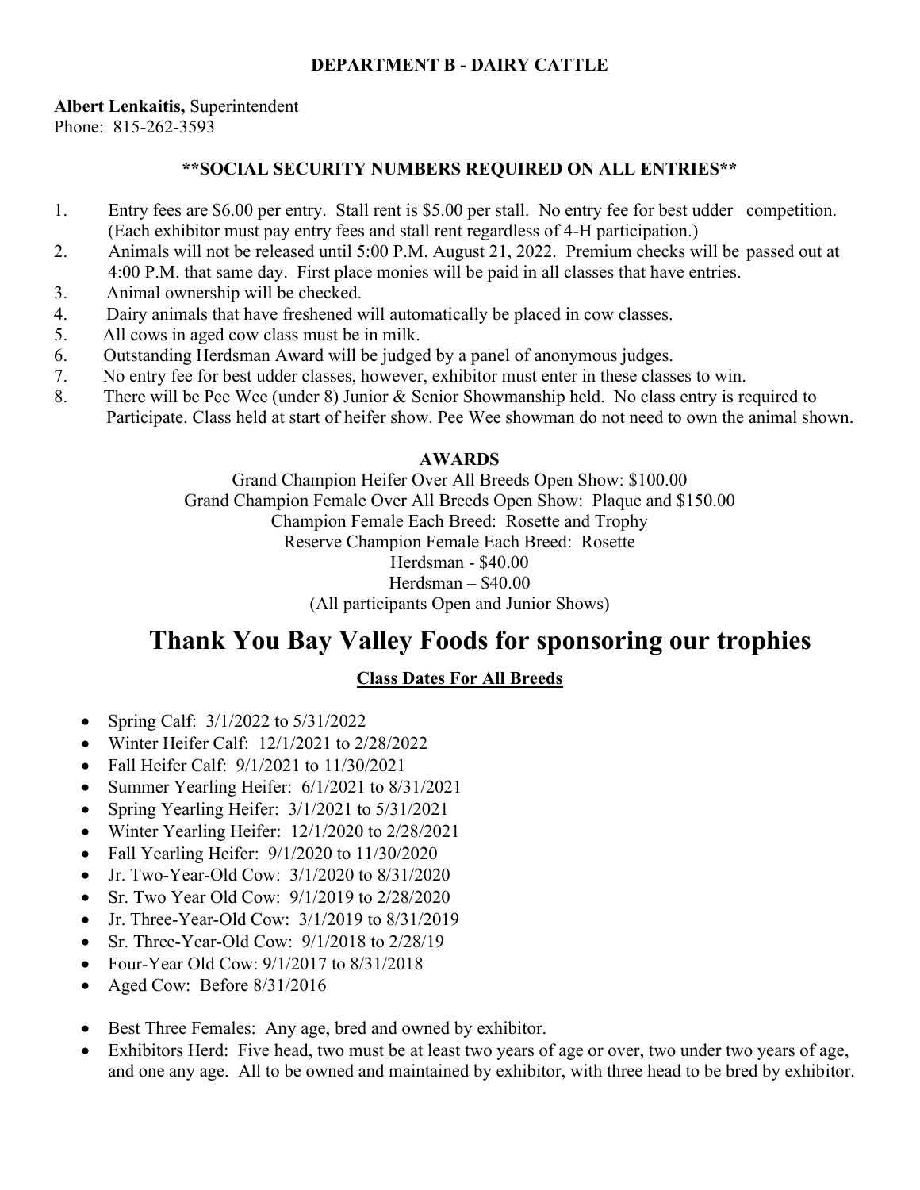## DEPARTMENT B - DAIRY CATTLE

**Albert Lenkaitis,** Superintendent
Phone: 815-262-3593

**\*\*SOCIAL SECURITY NUMBERS REQUIRED ON ALL ENTRIES\*\***

1. Entry fees are $6.00 per entry. Stall rent is $5.00 per stall. No entry fee for best udder competition. (Each exhibitor must pay entry fees and stall rent regardless of 4-H participation.)
2. Animals will not be released until 5:00 P.M. August 21, 2022. Premium checks will be passed out at 4:00 P.M. that same day. First place monies will be paid in all classes that have entries.
3. Animal ownership will be checked.
4. Dairy animals that have freshened will automatically be placed in cow classes.
5. All cows in aged cow class must be in milk.
6. Outstanding Herdsman Award will be judged by a panel of anonymous judges.
7. No entry fee for best udder classes, however, exhibitor must enter in these classes to win.
8. There will be Pee Wee (under 8) Junior & Senior Showmanship held. No class entry is required to Participate. Class held at start of heifer show. Pee Wee showman do not need to own the animal shown.

**AWARDS**

Grand Champion Heifer Over All Breeds Open Show: $100.00
Grand Champion Female Over All Breeds Open Show: Plaque and $150.00
Champion Female Each Breed: Rosette and Trophy
Reserve Champion Female Each Breed: Rosette
Herdsman - $40.00
Herdsman – $40.00
(All participants Open and Junior Shows)

# Thank You Bay Valley Foods for sponsoring our trophies

**Class Dates For All Breeds**

- Spring Calf: 3/1/2022 to 5/31/2022
- Winter Heifer Calf: 12/1/2021 to 2/28/2022
- Fall Heifer Calf: 9/1/2021 to 11/30/2021
- Summer Yearling Heifer: 6/1/2021 to 8/31/2021
- Spring Yearling Heifer: 3/1/2021 to 5/31/2021
- Winter Yearling Heifer: 12/1/2020 to 2/28/2021
- Fall Yearling Heifer: 9/1/2020 to 11/30/2020
- Jr. Two-Year-Old Cow: 3/1/2020 to 8/31/2020
- Sr. Two Year Old Cow: 9/1/2019 to 2/28/2020
- Jr. Three-Year-Old Cow: 3/1/2019 to 8/31/2019
- Sr. Three-Year-Old Cow: 9/1/2018 to 2/28/19
- Four-Year Old Cow: 9/1/2017 to 8/31/2018
- Aged Cow: Before 8/31/2016

- Best Three Females: Any age, bred and owned by exhibitor.
- Exhibitors Herd: Five head, two must be at least two years of age or over, two under two years of age, and one any age. All to be owned and maintained by exhibitor, with three head to be bred by exhibitor.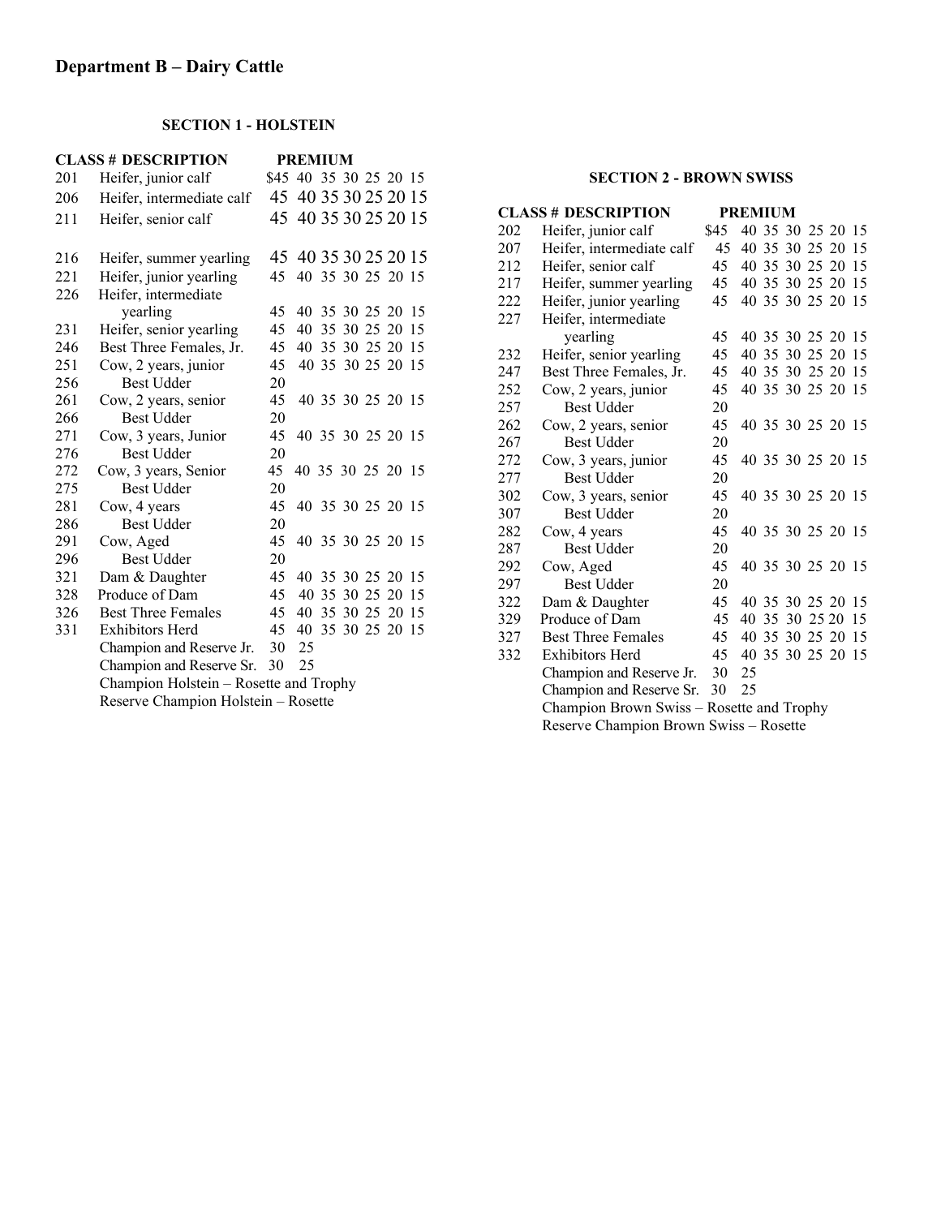## Department B – Dairy Cattle

### SECTION 1 - HOLSTEIN

| CLASS # | DESCRIPTION | PREMIUM |
|---|---|---|
| 201 | Heifer, junior calf | $45 40 35 30 25 20 15 |
| 206 | Heifer, intermediate calf | 45 40 35 30 25 20 15 |
| 211 | Heifer, senior calf | 45 40 35 30 25 20 15 |
| 216 | Heifer, summer yearling | 45 40 35 30 25 20 15 |
| 221 | Heifer, junior yearling | 45 40 35 30 25 20 15 |
| 226 | Heifer, intermediate yearling | 45 40 35 30 25 20 15 |
| 231 | Heifer, senior yearling | 45 40 35 30 25 20 15 |
| 246 | Best Three Females, Jr. | 45 40 35 30 25 20 15 |
| 251 | Cow, 2 years, junior | 45 40 35 30 25 20 15 |
| 256 | Best Udder | 20 |
| 261 | Cow, 2 years, senior | 45 40 35 30 25 20 15 |
| 266 | Best Udder | 20 |
| 271 | Cow, 3 years, Junior | 45 40 35 30 25 20 15 |
| 276 | Best Udder | 20 |
| 272 | Cow, 3 years, Senior | 45 40 35 30 25 20 15 |
| 275 | Best Udder | 20 |
| 281 | Cow, 4 years | 45 40 35 30 25 20 15 |
| 286 | Best Udder | 20 |
| 291 | Cow, Aged | 45 40 35 30 25 20 15 |
| 296 | Best Udder | 20 |
| 321 | Dam & Daughter | 45 40 35 30 25 20 15 |
| 328 | Produce of Dam | 45 40 35 30 25 20 15 |
| 326 | Best Three Females | 45 40 35 30 25 20 15 |
| 331 | Exhibitors Herd | 45 40 35 30 25 20 15 |
| | Champion and Reserve Jr. | 30 25 |
| | Champion and Reserve Sr. | 30 25 |

Champion Holstein – Rosette and Trophy

Reserve Champion Holstein – Rosette

### SECTION 2 - BROWN SWISS

| CLASS # | DESCRIPTION | PREMIUM |
|---|---|---|
| 202 | Heifer, junior calf | $45 40 35 30 25 20 15 |
| 207 | Heifer, intermediate calf | 45 40 35 30 25 20 15 |
| 212 | Heifer, senior calf | 45 40 35 30 25 20 15 |
| 217 | Heifer, summer yearling | 45 40 35 30 25 20 15 |
| 222 | Heifer, junior yearling | 45 40 35 30 25 20 15 |
| 227 | Heifer, intermediate yearling | 45 40 35 30 25 20 15 |
| 232 | Heifer, senior yearling | 45 40 35 30 25 20 15 |
| 247 | Best Three Females, Jr. | 45 40 35 30 25 20 15 |
| 252 | Cow, 2 years, junior | 45 40 35 30 25 20 15 |
| 257 | Best Udder | 20 |
| 262 | Cow, 2 years, senior | 45 40 35 30 25 20 15 |
| 267 | Best Udder | 20 |
| 272 | Cow, 3 years, junior | 45 40 35 30 25 20 15 |
| 277 | Best Udder | 20 |
| 302 | Cow, 3 years, senior | 45 40 35 30 25 20 15 |
| 307 | Best Udder | 20 |
| 282 | Cow, 4 years | 45 40 35 30 25 20 15 |
| 287 | Best Udder | 20 |
| 292 | Cow, Aged | 45 40 35 30 25 20 15 |
| 297 | Best Udder | 20 |
| 322 | Dam & Daughter | 45 40 35 30 25 20 15 |
| 329 | Produce of Dam | 45 40 35 30 25 20 15 |
| 327 | Best Three Females | 45 40 35 30 25 20 15 |
| 332 | Exhibitors Herd | 45 40 35 30 25 20 15 |
| | Champion and Reserve Jr. | 30 25 |
| | Champion and Reserve Sr. | 30 25 |

Champion Brown Swiss – Rosette and Trophy

Reserve Champion Brown Swiss – Rosette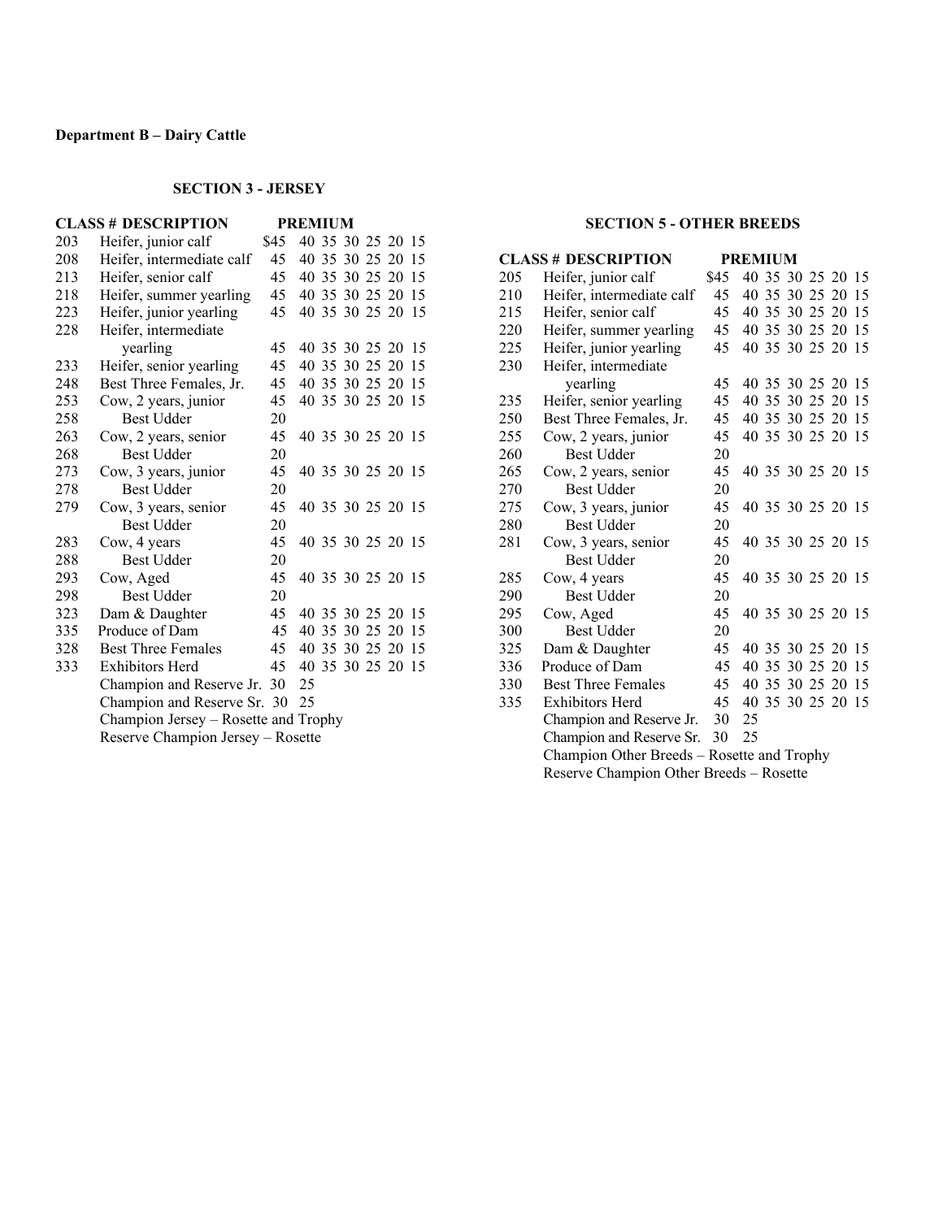**Department B – Dairy Cattle**

### SECTION 3 - JERSEY

| CLASS # | DESCRIPTION | PREMIUM | | | | | | |
|---|---|---|---|---|---|---|---|---|
| 203 | Heifer, junior calf | $45 | 40 | 35 | 30 | 25 | 20 | 15 |
| 208 | Heifer, intermediate calf | 45 | 40 | 35 | 30 | 25 | 20 | 15 |
| 213 | Heifer, senior calf | 45 | 40 | 35 | 30 | 25 | 20 | 15 |
| 218 | Heifer, summer yearling | 45 | 40 | 35 | 30 | 25 | 20 | 15 |
| 223 | Heifer, junior yearling | 45 | 40 | 35 | 30 | 25 | 20 | 15 |
| 228 | Heifer, intermediate yearling | 45 | 40 | 35 | 30 | 25 | 20 | 15 |
| 233 | Heifer, senior yearling | 45 | 40 | 35 | 30 | 25 | 20 | 15 |
| 248 | Best Three Females, Jr. | 45 | 40 | 35 | 30 | 25 | 20 | 15 |
| 253 | Cow, 2 years, junior | 45 | 40 | 35 | 30 | 25 | 20 | 15 |
| 258 | Best Udder | 20 | | | | | | |
| 263 | Cow, 2 years, senior | 45 | 40 | 35 | 30 | 25 | 20 | 15 |
| 268 | Best Udder | 20 | | | | | | |
| 273 | Cow, 3 years, junior | 45 | 40 | 35 | 30 | 25 | 20 | 15 |
| 278 | Best Udder | 20 | | | | | | |
| 279 | Cow, 3 years, senior | 45 | 40 | 35 | 30 | 25 | 20 | 15 |
| | Best Udder | 20 | | | | | | |
| 283 | Cow, 4 years | 45 | 40 | 35 | 30 | 25 | 20 | 15 |
| 288 | Best Udder | 20 | | | | | | |
| 293 | Cow, Aged | 45 | 40 | 35 | 30 | 25 | 20 | 15 |
| 298 | Best Udder | 20 | | | | | | |
| 323 | Dam & Daughter | 45 | 40 | 35 | 30 | 25 | 20 | 15 |
| 335 | Produce of Dam | 45 | 40 | 35 | 30 | 25 | 20 | 15 |
| 328 | Best Three Females | 45 | 40 | 35 | 30 | 25 | 20 | 15 |
| 333 | Exhibitors Herd | 45 | 40 | 35 | 30 | 25 | 20 | 15 |
| | Champion and Reserve Jr. | 30 | 25 | | | | | |
| | Champion and Reserve Sr. | 30 | 25 | | | | | |
| | Champion Jersey – Rosette and Trophy | | | | | | | |
| | Reserve Champion Jersey – Rosette | | | | | | | |

### SECTION 5 - OTHER BREEDS

| CLASS # | DESCRIPTION | PREMIUM | | | | | | |
|---|---|---|---|---|---|---|---|---|
| 205 | Heifer, junior calf | $45 | 40 | 35 | 30 | 25 | 20 | 15 |
| 210 | Heifer, intermediate calf | 45 | 40 | 35 | 30 | 25 | 20 | 15 |
| 215 | Heifer, senior calf | 45 | 40 | 35 | 30 | 25 | 20 | 15 |
| 220 | Heifer, summer yearling | 45 | 40 | 35 | 30 | 25 | 20 | 15 |
| 225 | Heifer, junior yearling | 45 | 40 | 35 | 30 | 25 | 20 | 15 |
| 230 | Heifer, intermediate yearling | 45 | 40 | 35 | 30 | 25 | 20 | 15 |
| 235 | Heifer, senior yearling | 45 | 40 | 35 | 30 | 25 | 20 | 15 |
| 250 | Best Three Females, Jr. | 45 | 40 | 35 | 30 | 25 | 20 | 15 |
| 255 | Cow, 2 years, junior | 45 | 40 | 35 | 30 | 25 | 20 | 15 |
| 260 | Best Udder | 20 | | | | | | |
| 265 | Cow, 2 years, senior | 45 | 40 | 35 | 30 | 25 | 20 | 15 |
| 270 | Best Udder | 20 | | | | | | |
| 275 | Cow, 3 years, junior | 45 | 40 | 35 | 30 | 25 | 20 | 15 |
| 280 | Best Udder | 20 | | | | | | |
| 281 | Cow, 3 years, senior | 45 | 40 | 35 | 30 | 25 | 20 | 15 |
| | Best Udder | 20 | | | | | | |
| 285 | Cow, 4 years | 45 | 40 | 35 | 30 | 25 | 20 | 15 |
| 290 | Best Udder | 20 | | | | | | |
| 295 | Cow, Aged | 45 | 40 | 35 | 30 | 25 | 20 | 15 |
| 300 | Best Udder | 20 | | | | | | |
| 325 | Dam & Daughter | 45 | 40 | 35 | 30 | 25 | 20 | 15 |
| 336 | Produce of Dam | 45 | 40 | 35 | 30 | 25 | 20 | 15 |
| 330 | Best Three Females | 45 | 40 | 35 | 30 | 25 | 20 | 15 |
| 335 | Exhibitors Herd | 45 | 40 | 35 | 30 | 25 | 20 | 15 |
| | Champion and Reserve Jr. | 30 | 25 | | | | | |
| | Champion and Reserve Sr. | 30 | 25 | | | | | |
| | Champion Other Breeds – Rosette and Trophy | | | | | | | |
| | Reserve Champion Other Breeds – Rosette | | | | | | | |